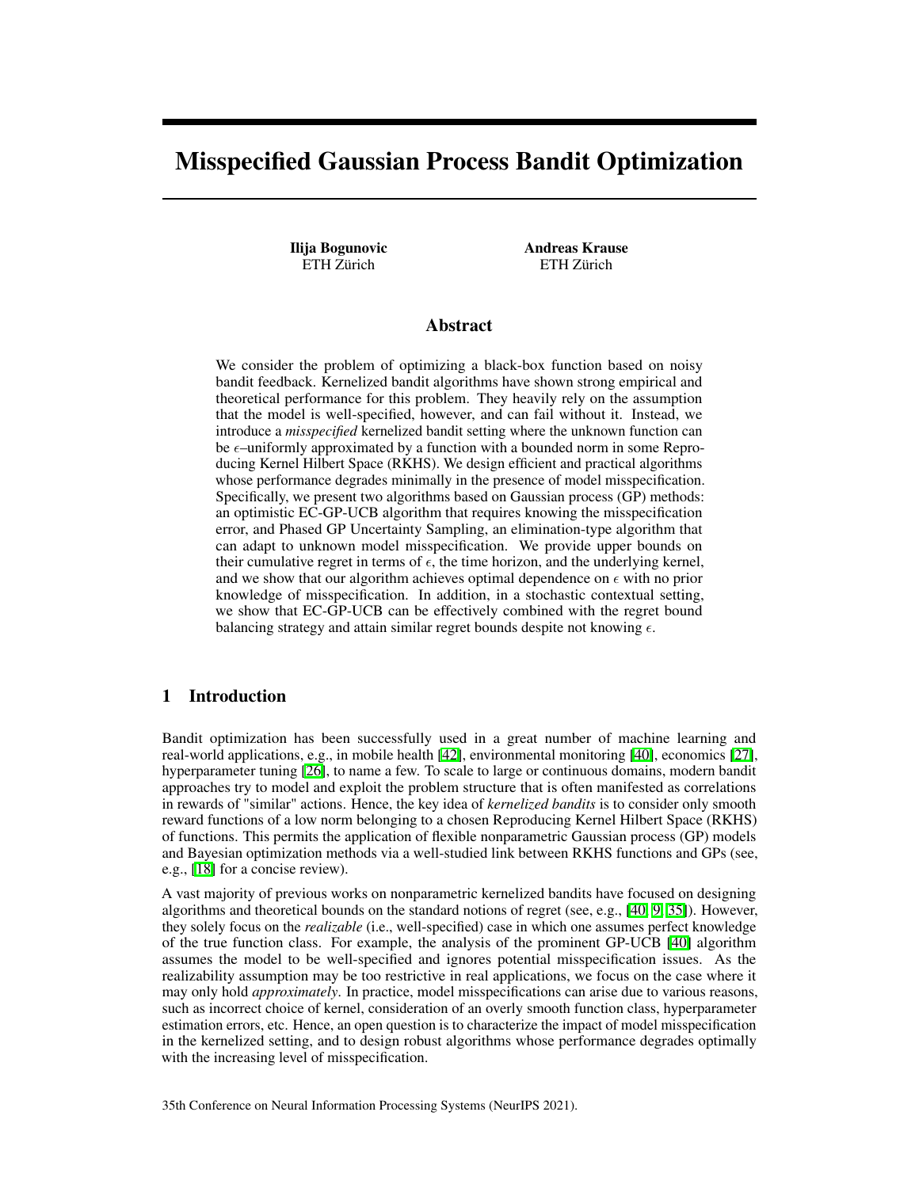# Misspecified Gaussian Process Bandit Optimization

**Ilija Bogunovic**
ETH Zürich

**Andreas Krause**
ETH Zürich

## Abstract

We consider the problem of optimizing a black-box function based on noisy bandit feedback. Kernelized bandit algorithms have shown strong empirical and theoretical performance for this problem. They heavily rely on the assumption that the model is well-specified, however, and can fail without it. Instead, we introduce a *misspecified* kernelized bandit setting where the unknown function can be $\epsilon$–uniformly approximated by a function with a bounded norm in some Reproducing Kernel Hilbert Space (RKHS). We design efficient and practical algorithms whose performance degrades minimally in the presence of model misspecification. Specifically, we present two algorithms based on Gaussian process (GP) methods: an optimistic EC-GP-UCB algorithm that requires knowing the misspecification error, and Phased GP Uncertainty Sampling, an elimination-type algorithm that can adapt to unknown model misspecification. We provide upper bounds on their cumulative regret in terms of $\epsilon$, the time horizon, and the underlying kernel, and we show that our algorithm achieves optimal dependence on $\epsilon$ with no prior knowledge of misspecification. In addition, in a stochastic contextual setting, we show that EC-GP-UCB can be effectively combined with the regret bound balancing strategy and attain similar regret bounds despite not knowing $\epsilon$.

## 1 Introduction

Bandit optimization has been successfully used in a great number of machine learning and real-world applications, e.g., in mobile health [42], environmental monitoring [40], economics [27], hyperparameter tuning [26], to name a few. To scale to large or continuous domains, modern bandit approaches try to model and exploit the problem structure that is often manifested as correlations in rewards of "similar" actions. Hence, the key idea of *kernelized bandits* is to consider only smooth reward functions of a low norm belonging to a chosen Reproducing Kernel Hilbert Space (RKHS) of functions. This permits the application of flexible nonparametric Gaussian process (GP) models and Bayesian optimization methods via a well-studied link between RKHS functions and GPs (see, e.g., [18] for a concise review).

A vast majority of previous works on nonparametric kernelized bandits have focused on designing algorithms and theoretical bounds on the standard notions of regret (see, e.g., [40, 9, 35]). However, they solely focus on the *realizable* (i.e., well-specified) case in which one assumes perfect knowledge of the true function class. For example, the analysis of the prominent GP-UCB [40] algorithm assumes the model to be well-specified and ignores potential misspecification issues. As the realizability assumption may be too restrictive in real applications, we focus on the case where it may only hold *approximately*. In practice, model misspecifications can arise due to various reasons, such as incorrect choice of kernel, consideration of an overly smooth function class, hyperparameter estimation errors, etc. Hence, an open question is to characterize the impact of model misspecification in the kernelized setting, and to design robust algorithms whose performance degrades optimally with the increasing level of misspecification.

35th Conference on Neural Information Processing Systems (NeurIPS 2021).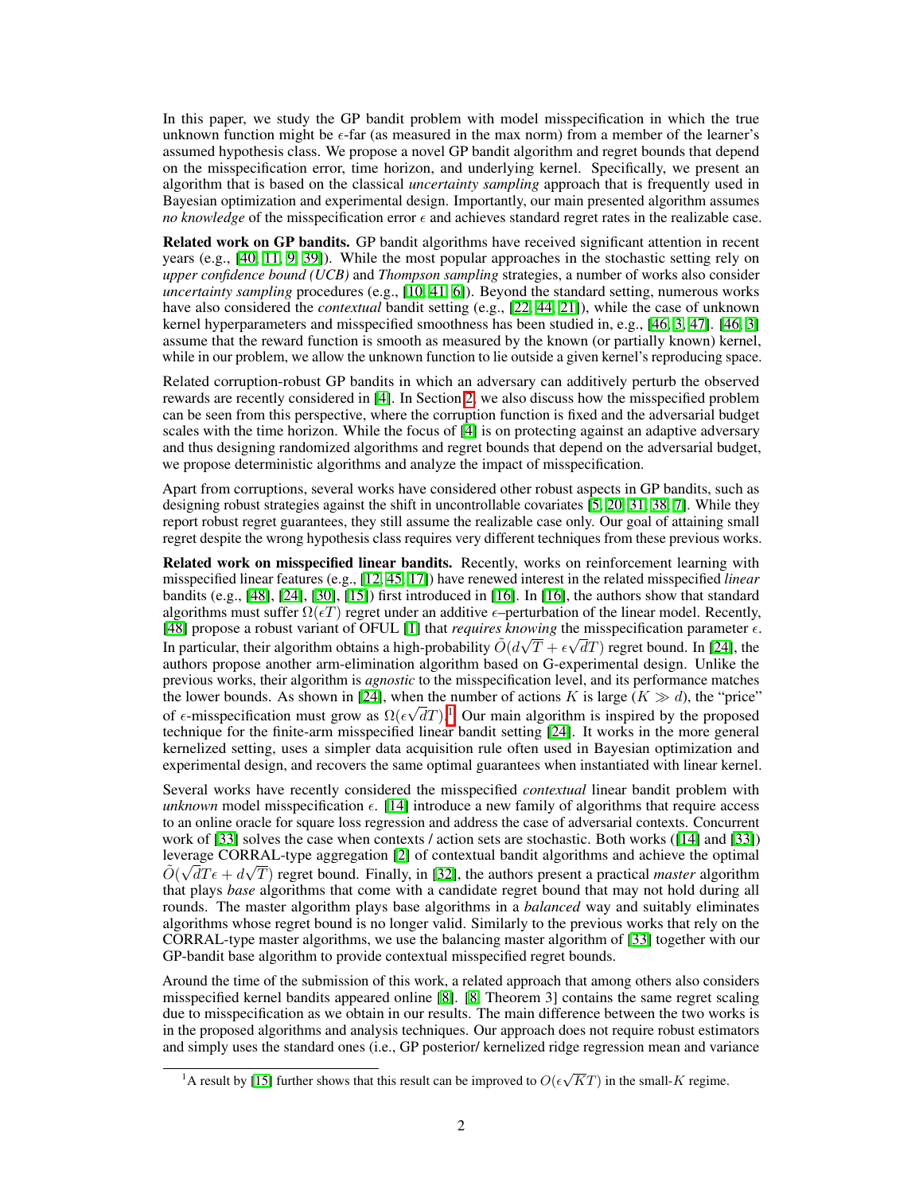In this paper, we study the GP bandit problem with model misspecification in which the true unknown function might be $\epsilon$-far (as measured in the max norm) from a member of the learner's assumed hypothesis class. We propose a novel GP bandit algorithm and regret bounds that depend on the misspecification error, time horizon, and underlying kernel. Specifically, we present an algorithm that is based on the classical *uncertainty sampling* approach that is frequently used in Bayesian optimization and experimental design. Importantly, our main presented algorithm assumes *no knowledge* of the misspecification error $\epsilon$ and achieves standard regret rates in the realizable case.

**Related work on GP bandits.** GP bandit algorithms have received significant attention in recent years (e.g., [40, 11, 9, 39]). While the most popular approaches in the stochastic setting rely on *upper confidence bound (UCB)* and *Thompson sampling* strategies, a number of works also consider *uncertainty sampling* procedures (e.g., [10, 41, 6]). Beyond the standard setting, numerous works have also considered the *contextual* bandit setting (e.g., [22, 44, 21]), while the case of unknown kernel hyperparameters and misspecified smoothness has been studied in, e.g., [46, 3, 47]. [46, 3] assume that the reward function is smooth as measured by the known (or partially known) kernel, while in our problem, we allow the unknown function to lie outside a given kernel's reproducing space.

Related corruption-robust GP bandits in which an adversary can additively perturb the observed rewards are recently considered in [4]. In Section 2, we also discuss how the misspecified problem can be seen from this perspective, where the corruption function is fixed and the adversarial budget scales with the time horizon. While the focus of [4] is on protecting against an adaptive adversary and thus designing randomized algorithms and regret bounds that depend on the adversarial budget, we propose deterministic algorithms and analyze the impact of misspecification.

Apart from corruptions, several works have considered other robust aspects in GP bandits, such as designing robust strategies against the shift in uncontrollable covariates [5, 20, 31, 38, 7]. While they report robust regret guarantees, they still assume the realizable case only. Our goal of attaining small regret despite the wrong hypothesis class requires very different techniques from these previous works.

**Related work on misspecified linear bandits.** Recently, works on reinforcement learning with misspecified linear features (e.g., [12, 45, 17]) have renewed interest in the related misspecified *linear* bandits (e.g., [48], [24], [30], [15]) first introduced in [16]. In [16], the authors show that standard algorithms must suffer $\Omega(\epsilon T)$ regret under an additive $\epsilon$–perturbation of the linear model. Recently, [48] propose a robust variant of OFUL [1] that *requires knowing* the misspecification parameter $\epsilon$. In particular, their algorithm obtains a high-probability $\tilde{O}(d\sqrt{T} + \epsilon\sqrt{d}T)$ regret bound. In [24], the authors propose another arm-elimination algorithm based on G-experimental design. Unlike the previous works, their algorithm is *agnostic* to the misspecification level, and its performance matches the lower bounds. As shown in [24], when the number of actions $K$ is large ($K \gg d$), the "price" of $\epsilon$-misspecification must grow as $\Omega(\epsilon\sqrt{d}T)$.[1] Our main algorithm is inspired by the proposed technique for the finite-arm misspecified linear bandit setting [24]. It works in the more general kernelized setting, uses a simpler data acquisition rule often used in Bayesian optimization and experimental design, and recovers the same optimal guarantees when instantiated with linear kernel.

Several works have recently considered the misspecified *contextual* linear bandit problem with *unknown* model misspecification $\epsilon$. [14] introduce a new family of algorithms that require access to an online oracle for square loss regression and address the case of adversarial contexts. Concurrent work of [33] solves the case when contexts / action sets are stochastic. Both works ([14] and [33]) leverage CORRAL-type aggregation [2] of contextual bandit algorithms and achieve the optimal $\tilde{O}(\sqrt{d}T\epsilon + d\sqrt{T})$ regret bound. Finally, in [32], the authors present a practical *master* algorithm that plays *base* algorithms that come with a candidate regret bound that may not hold during all rounds. The master algorithm plays base algorithms in a *balanced* way and suitably eliminates algorithms whose regret bound is no longer valid. Similarly to the previous works that rely on the CORRAL-type master algorithms, we use the balancing master algorithm of [33] together with our GP-bandit base algorithm to provide contextual misspecified regret bounds.

Around the time of the submission of this work, a related approach that among others also considers misspecified kernel bandits appeared online [8]. [8, Theorem 3] contains the same regret scaling due to misspecification as we obtain in our results. The main difference between the two works is in the proposed algorithms and analysis techniques. Our approach does not require robust estimators and simply uses the standard ones (i.e., GP posterior/ kernelized ridge regression mean and variance

[1] A result by [15] further shows that this result can be improved to $O(\epsilon\sqrt{K}T)$ in the small-$K$ regime.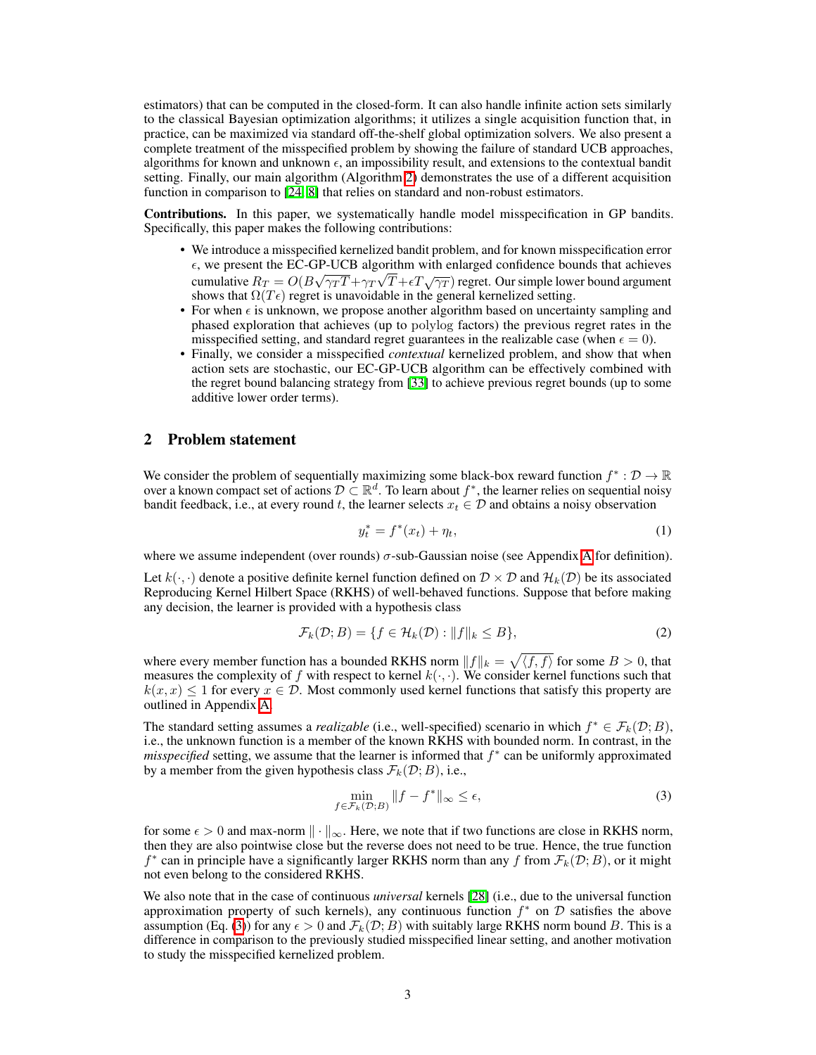estimators) that can be computed in the closed-form. It can also handle infinite action sets similarly to the classical Bayesian optimization algorithms; it utilizes a single acquisition function that, in practice, can be maximized via standard off-the-shelf global optimization solvers. We also present a complete treatment of the misspecified problem by showing the failure of standard UCB approaches, algorithms for known and unknown $\epsilon$, an impossibility result, and extensions to the contextual bandit setting. Finally, our main algorithm (Algorithm 2) demonstrates the use of a different acquisition function in comparison to [24, 8] that relies on standard and non-robust estimators.

**Contributions.** In this paper, we systematically handle model misspecification in GP bandits. Specifically, this paper makes the following contributions:

- We introduce a misspecified kernelized bandit problem, and for known misspecification error $\epsilon$, we present the EC-GP-UCB algorithm with enlarged confidence bounds that achieves cumulative $R_T = O(B\sqrt{\gamma_T T} + \gamma_T \sqrt{T} + \epsilon T \sqrt{\gamma_T})$ regret. Our simple lower bound argument shows that $\Omega(T\epsilon)$ regret is unavoidable in the general kernelized setting.
- For when $\epsilon$ is unknown, we propose another algorithm based on uncertainty sampling and phased exploration that achieves (up to polylog factors) the previous regret rates in the misspecified setting, and standard regret guarantees in the realizable case (when $\epsilon = 0$).
- Finally, we consider a misspecified *contextual* kernelized problem, and show that when action sets are stochastic, our EC-GP-UCB algorithm can be effectively combined with the regret bound balancing strategy from [33] to achieve previous regret bounds (up to some additive lower order terms).

## 2 Problem statement

We consider the problem of sequentially maximizing some black-box reward function $f^* : \mathcal{D} \to \mathbb{R}$ over a known compact set of actions $\mathcal{D} \subset \mathbb{R}^d$. To learn about $f^*$, the learner relies on sequential noisy bandit feedback, i.e., at every round $t$, the learner selects $x_t \in \mathcal{D}$ and obtains a noisy observation

$$y_t^* = f^*(x_t) + \eta_t, \tag{1}$$

where we assume independent (over rounds) $\sigma$-sub-Gaussian noise (see Appendix A for definition).

Let $k(\cdot, \cdot)$ denote a positive definite kernel function defined on $\mathcal{D} \times \mathcal{D}$ and $\mathcal{H}_k(\mathcal{D})$ be its associated Reproducing Kernel Hilbert Space (RKHS) of well-behaved functions. Suppose that before making any decision, the learner is provided with a hypothesis class

$$\mathcal{F}_k(\mathcal{D}; B) = \{f \in \mathcal{H}_k(\mathcal{D}) : \|f\|_k \le B\}, \tag{2}$$

where every member function has a bounded RKHS norm $\|f\|_k = \sqrt{\langle f, f \rangle}$ for some $B > 0$, that measures the complexity of $f$ with respect to kernel $k(\cdot, \cdot)$. We consider kernel functions such that $k(x, x) \le 1$ for every $x \in \mathcal{D}$. Most commonly used kernel functions that satisfy this property are outlined in Appendix A.

The standard setting assumes a *realizable* (i.e., well-specified) scenario in which $f^* \in \mathcal{F}_k(\mathcal{D}; B)$, i.e., the unknown function is a member of the known RKHS with bounded norm. In contrast, in the *misspecified* setting, we assume that the learner is informed that $f^*$ can be uniformly approximated by a member from the given hypothesis class $\mathcal{F}_k(\mathcal{D}; B)$, i.e.,

$$\min_{f \in \mathcal{F}_k(\mathcal{D}; B)} \|f - f^*\|_\infty \le \epsilon, \tag{3}$$

for some $\epsilon > 0$ and max-norm $\|\cdot\|_\infty$. Here, we note that if two functions are close in RKHS norm, then they are also pointwise close but the reverse does not need to be true. Hence, the true function $f^*$ can in principle have a significantly larger RKHS norm than any $f$ from $\mathcal{F}_k(\mathcal{D}; B)$, or it might not even belong to the considered RKHS.

We also note that in the case of continuous *universal* kernels [28] (i.e., due to the universal function approximation property of such kernels), any continuous function $f^*$ on $\mathcal{D}$ satisfies the above assumption (Eq. (3)) for any $\epsilon > 0$ and $\mathcal{F}_k(\mathcal{D}; B)$ with suitably large RKHS norm bound $B$. This is a difference in comparison to the previously studied misspecified linear setting, and another motivation to study the misspecified kernelized problem.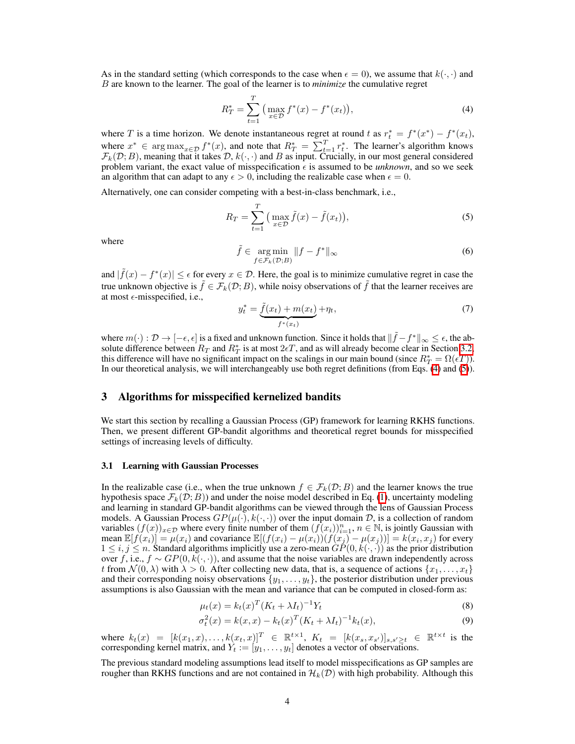As in the standard setting (which corresponds to the case when $\epsilon = 0$), we assume that $k(\cdot, \cdot)$ and $B$ are known to the learner. The goal of the learner is to *minimize* the cumulative regret

$$R_T^* = \sum_{t=1}^{T} \big( \max_{x \in \mathcal{D}} f^*(x) - f^*(x_t) \big), \tag{4}$$

where $T$ is a time horizon. We denote instantaneous regret at round $t$ as $r_t^* = f^*(x^*) - f^*(x_t)$, where $x^* \in \arg\max_{x \in \mathcal{D}} f^*(x)$, and note that $R_T^* = \sum_{t=1}^{T} r_t^*$. The learner's algorithm knows $\mathcal{F}_k(\mathcal{D}; B)$, meaning that it takes $\mathcal{D}$, $k(\cdot, \cdot)$ and $B$ as input. Crucially, in our most general considered problem variant, the exact value of misspecification $\epsilon$ is assumed to be *unknown*, and so we seek an algorithm that can adapt to any $\epsilon > 0$, including the realizable case when $\epsilon = 0$.

Alternatively, one can consider competing with a best-in-class benchmark, i.e.,

$$R_T = \sum_{t=1}^{T} \big( \max_{x \in \mathcal{D}} \tilde{f}(x) - \tilde{f}(x_t) \big), \tag{5}$$

where

$$\tilde{f} \in \mathop{\arg\min}_{f \in \mathcal{F}_k(\mathcal{D}; B)} \| f - f^* \|_\infty \tag{6}$$

and $|\tilde{f}(x) - f^*(x)| \leq \epsilon$ for every $x \in \mathcal{D}$. Here, the goal is to minimize cumulative regret in case the true unknown objective is $\tilde{f} \in \mathcal{F}_k(\mathcal{D}; B)$, while noisy observations of $\tilde{f}$ that the learner receives are at most $\epsilon$-misspecified, i.e.,

$$y_t^* = \underbrace{\tilde{f}(x_t) + m(x_t)}_{f^*(x_t)} + \eta_t, \tag{7}$$

where $m(\cdot) : \mathcal{D} \to [-\epsilon, \epsilon]$ is a fixed and unknown function. Since it holds that $\|\tilde{f} - f^*\|_\infty \leq \epsilon$, the absolute difference between $R_T$ and $R_T^*$ is at most $2\epsilon T$, and as will already become clear in Section 3.2, this difference will have no significant impact on the scalings in our main bound (since $R_T^* = \Omega(\epsilon T)$). In our theoretical analysis, we will interchangeably use both regret definitions (from Eqs. (4) and (5)).

## 3 Algorithms for misspecified kernelized bandits

We start this section by recalling a Gaussian Process (GP) framework for learning RKHS functions. Then, we present different GP-bandit algorithms and theoretical regret bounds for misspecified settings of increasing levels of difficulty.

### 3.1 Learning with Gaussian Processes

In the realizable case (i.e., when the true unknown $f \in \mathcal{F}_k(\mathcal{D}; B)$ and the learner knows the true hypothesis space $\mathcal{F}_k(\mathcal{D}; B)$) and under the noise model described in Eq. (1), uncertainty modeling and learning in standard GP-bandit algorithms can be viewed through the lens of Gaussian Process models. A Gaussian Process $GP(\mu(\cdot), k(\cdot, \cdot))$ over the input domain $\mathcal{D}$, is a collection of random variables $(f(x))_{x \in \mathcal{D}}$ where every finite number of them $(f(x_i))_{i=1}^n$, $n \in \mathbb{N}$, is jointly Gaussian with mean $\mathbb{E}[f(x_i)] = \mu(x_i)$ and covariance $\mathbb{E}[(f(x_i) - \mu(x_i))(f(x_j) - \mu(x_j))] = k(x_i, x_j)$ for every $1 \leq i, j \leq n$. Standard algorithms implicitly use a zero-mean $GP(0, k(\cdot, \cdot))$ as the prior distribution over $f$, i.e., $f \sim GP(0, k(\cdot, \cdot))$, and assume that the noise variables are drawn independently across $t$ from $\mathcal{N}(0, \lambda)$ with $\lambda > 0$. After collecting new data, that is, a sequence of actions $\{x_1, \dots, x_t\}$ and their corresponding noisy observations $\{y_1, \dots, y_t\}$, the posterior distribution under previous assumptions is also Gaussian with the mean and variance that can be computed in closed-form as:

$$\mu_t(x) = k_t(x)^T (K_t + \lambda I_t)^{-1} Y_t \tag{8}$$

$$\sigma_t^2(x) = k(x, x) - k_t(x)^T (K_t + \lambda I_t)^{-1} k_t(x), \tag{9}$$

where $k_t(x) = [k(x_1, x), \dots, k(x_t, x)]^T \in \mathbb{R}^{t \times 1}$, $K_t = [k(x_s, x_{s'})]_{s,s' \geq t} \in \mathbb{R}^{t \times t}$ is the corresponding kernel matrix, and $Y_t := [y_1, \dots, y_t]$ denotes a vector of observations.

The previous standard modeling assumptions lead itself to model misspecifications as GP samples are rougher than RKHS functions and are not contained in $\mathcal{H}_k(\mathcal{D})$ with high probability. Although this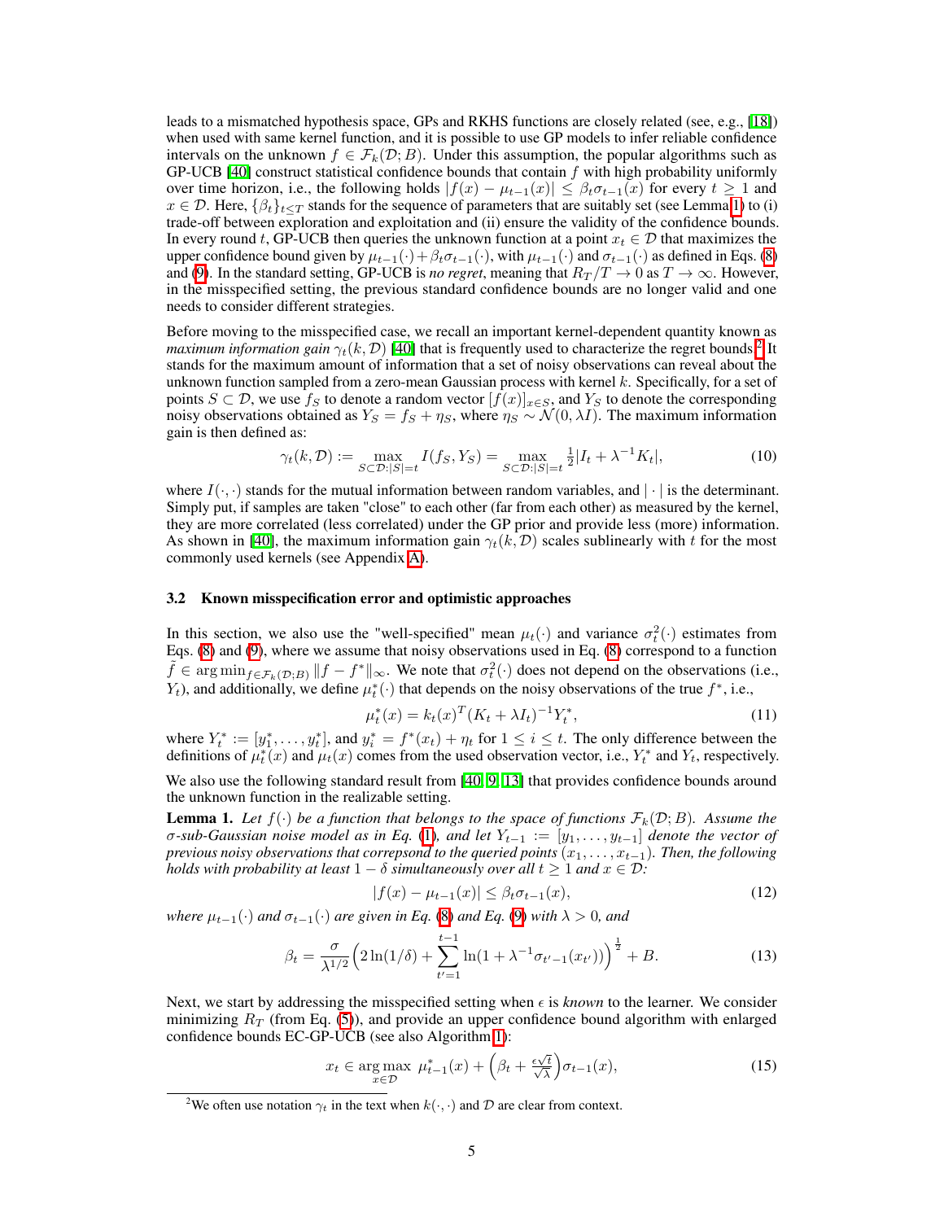leads to a mismatched hypothesis space, GPs and RKHS functions are closely related (see, e.g., [18]) when used with same kernel function, and it is possible to use GP models to infer reliable confidence intervals on the unknown $f \in \mathcal{F}_k(\mathcal{D}; B)$. Under this assumption, the popular algorithms such as GP-UCB [40] construct statistical confidence bounds that contain $f$ with high probability uniformly over time horizon, i.e., the following holds $|f(x) - \mu_{t-1}(x)| \leq \beta_t \sigma_{t-1}(x)$ for every $t \geq 1$ and $x \in \mathcal{D}$. Here, $\{\beta_t\}_{t \leq T}$ stands for the sequence of parameters that are suitably set (see Lemma 1) to (i) trade-off between exploration and exploitation and (ii) ensure the validity of the confidence bounds. In every round $t$, GP-UCB then queries the unknown function at a point $x_t \in \mathcal{D}$ that maximizes the upper confidence bound given by $\mu_{t-1}(\cdot) + \beta_t \sigma_{t-1}(\cdot)$, with $\mu_{t-1}(\cdot)$ and $\sigma_{t-1}(\cdot)$ as defined in Eqs. (8) and (9). In the standard setting, GP-UCB is *no regret*, meaning that $R_T/T \to 0$ as $T \to \infty$. However, in the misspecified setting, the previous standard confidence bounds are no longer valid and one needs to consider different strategies.

Before moving to the misspecified case, we recall an important kernel-dependent quantity known as *maximum information gain* $\gamma_t(k, \mathcal{D})$ [40] that is frequently used to characterize the regret bounds.[2] It stands for the maximum amount of information that a set of noisy observations can reveal about the unknown function sampled from a zero-mean Gaussian process with kernel $k$. Specifically, for a set of points $S \subset \mathcal{D}$, we use $f_S$ to denote a random vector $[f(x)]_{x \in S}$, and $Y_S$ to denote the corresponding noisy observations obtained as $Y_S = f_S + \eta_S$, where $\eta_S \sim \mathcal{N}(0, \lambda I)$. The maximum information gain is then defined as:

$$\gamma_t(k, \mathcal{D}) := \max_{S \subset \mathcal{D}: |S| = t} I(f_S, Y_S) = \max_{S \subset \mathcal{D}: |S| = t} \tfrac{1}{2} |I_t + \lambda^{-1} K_t|, \tag{10}$$

where $I(\cdot, \cdot)$ stands for the mutual information between random variables, and $|\cdot|$ is the determinant. Simply put, if samples are taken "close" to each other (far from each other) as measured by the kernel, they are more correlated (less correlated) under the GP prior and provide less (more) information. As shown in [40], the maximum information gain $\gamma_t(k, \mathcal{D})$ scales sublinearly with $t$ for the most commonly used kernels (see Appendix A).

### 3.2 Known misspecification error and optimistic approaches

In this section, we also use the "well-specified" mean $\mu_t(\cdot)$ and variance $\sigma_t^2(\cdot)$ estimates from Eqs. (8) and (9), where we assume that noisy observations used in Eq. (8) correspond to a function $\tilde{f} \in \arg\min_{f \in \mathcal{F}_k(\mathcal{D}; B)} \|f - f^*\|_\infty$. We note that $\sigma_t^2(\cdot)$ does not depend on the observations (i.e., $Y_t$), and additionally, we define $\mu_t^*(\cdot)$ that depends on the noisy observations of the true $f^*$, i.e.,

$$\mu_t^*(x) = k_t(x)^T (K_t + \lambda I_t)^{-1} Y_t^*, \tag{11}$$

where $Y_t^* := [y_1^*, \dots, y_t^*]$, and $y_i^* = f^*(x_t) + \eta_t$ for $1 \leq i \leq t$. The only difference between the definitions of $\mu_t^*(x)$ and $\mu_t(x)$ comes from the used observation vector, i.e., $Y_t^*$ and $Y_t$, respectively.

We also use the following standard result from [40, 9, 13] that provides confidence bounds around the unknown function in the realizable setting.

**Lemma 1.** *Let $f(\cdot)$ be a function that belongs to the space of functions $\mathcal{F}_k(\mathcal{D}; B)$. Assume the $\sigma$-sub-Gaussian noise model as in Eq. (1), and let $Y_{t-1} := [y_1, \dots, y_{t-1}]$ denote the vector of previous noisy observations that correpsond to the queried points $(x_1, \dots, x_{t-1})$. Then, the following holds with probability at least $1 - \delta$ simultaneously over all $t \geq 1$ and $x \in \mathcal{D}$:*

$$|f(x) - \mu_{t-1}(x)| \leq \beta_t \sigma_{t-1}(x), \tag{12}$$

*where $\mu_{t-1}(\cdot)$ and $\sigma_{t-1}(\cdot)$ are given in Eq. (8) and Eq. (9) with $\lambda > 0$, and*

$$\beta_t = \frac{\sigma}{\lambda^{1/2}} \Big( 2 \ln(1/\delta) + \sum_{t'=1}^{t-1} \ln(1 + \lambda^{-1} \sigma_{t'-1}(x_{t'})) \Big)^{\frac{1}{2}} + B. \tag{13}$$

Next, we start by addressing the misspecified setting when $\epsilon$ is *known* to the learner. We consider minimizing $R_T$ (from Eq. (5)), and provide an upper confidence bound algorithm with enlarged confidence bounds EC-GP-UCB (see also Algorithm 1):

$$x_t \in \arg\max_{x \in \mathcal{D}} \; \mu_{t-1}^*(x) + \Big( \beta_t + \tfrac{\epsilon \sqrt{t}}{\sqrt{\lambda}} \Big) \sigma_{t-1}(x), \tag{15}$$

[2] We often use notation $\gamma_t$ in the text when $k(\cdot, \cdot)$ and $\mathcal{D}$ are clear from context.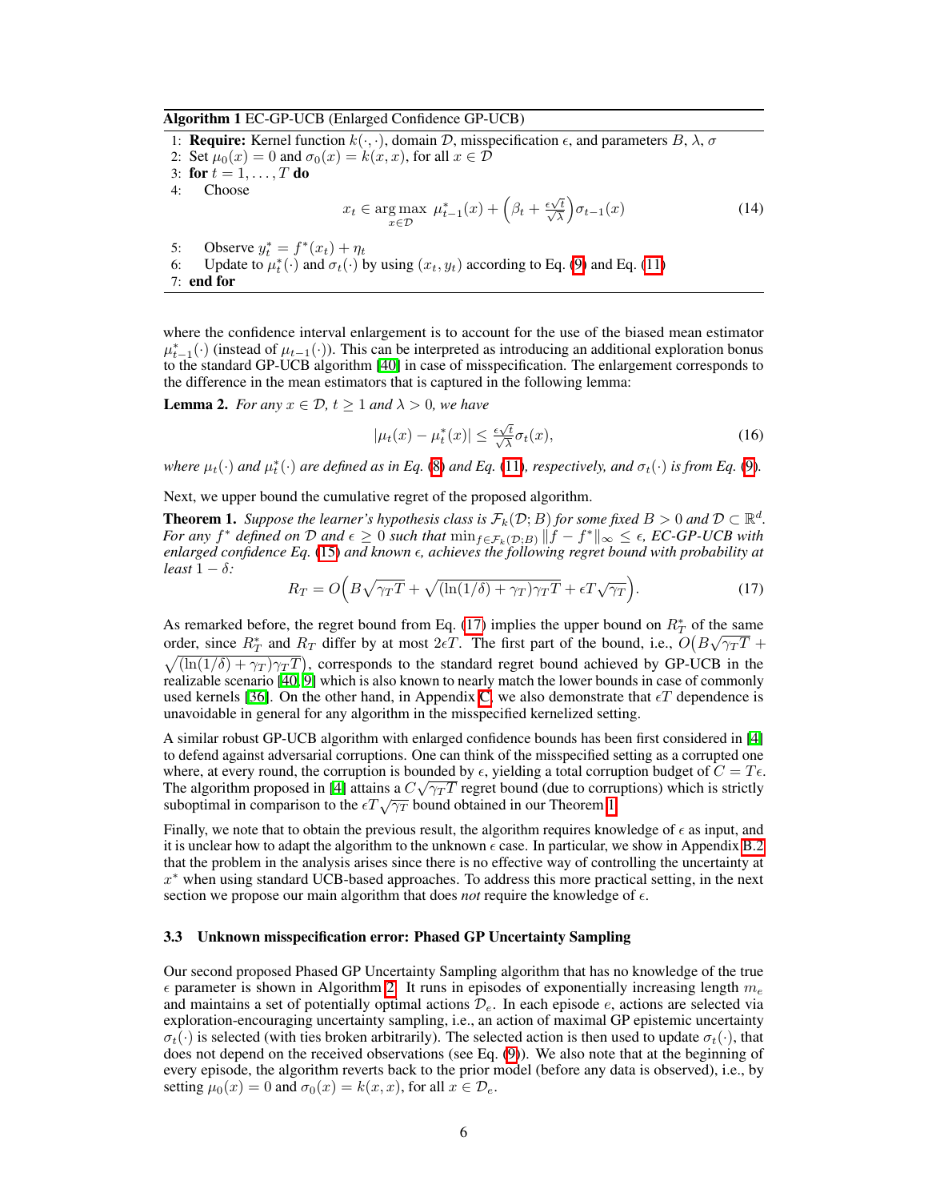**Algorithm 1** EC-GP-UCB (Enlarged Confidence GP-UCB)

1: **Require:** Kernel function $k(\cdot,\cdot)$, domain $\mathcal{D}$, misspecification $\epsilon$, and parameters $B$, $\lambda$, $\sigma$
2: Set $\mu_0(x) = 0$ and $\sigma_0(x) = k(x,x)$, for all $x \in \mathcal{D}$
3: **for** $t = 1, \dots, T$ **do**
4: Choose

$$x_t \in \arg\max_{x \in \mathcal{D}} \; \mu^*_{t-1}(x) + \Big(\beta_t + \tfrac{\epsilon\sqrt{t}}{\sqrt{\lambda}}\Big)\sigma_{t-1}(x) \tag{14}$$

5: Observe $y^*_t = f^*(x_t) + \eta_t$
6: Update to $\mu^*_t(\cdot)$ and $\sigma_t(\cdot)$ by using $(x_t, y_t)$ according to Eq. (9) and Eq. (11)
7: **end for**

where the confidence interval enlargement is to account for the use of the biased mean estimator $\mu^*_{t-1}(\cdot)$ (instead of $\mu_{t-1}(\cdot)$). This can be interpreted as introducing an additional exploration bonus to the standard GP-UCB algorithm [40] in case of misspecification. The enlargement corresponds to the difference in the mean estimators that is captured in the following lemma:

**Lemma 2.** *For any $x \in \mathcal{D}$, $t \geq 1$ and $\lambda > 0$, we have*

$$|\mu_t(x) - \mu^*_t(x)| \leq \tfrac{\epsilon\sqrt{t}}{\sqrt{\lambda}}\sigma_t(x), \tag{16}$$

*where $\mu_t(\cdot)$ and $\mu^*_t(\cdot)$ are defined as in Eq. (8) and Eq. (11), respectively, and $\sigma_t(\cdot)$ is from Eq. (9).*

Next, we upper bound the cumulative regret of the proposed algorithm.

**Theorem 1.** *Suppose the learner's hypothesis class is $\mathcal{F}_k(\mathcal{D}; B)$ for some fixed $B > 0$ and $\mathcal{D} \subset \mathbb{R}^d$. For any $f^*$ defined on $\mathcal{D}$ and $\epsilon \geq 0$ such that $\min_{f \in \mathcal{F}_k(\mathcal{D};B)} \|f - f^*\|_\infty \leq \epsilon$, EC-GP-UCB with enlarged confidence Eq. (15) and known $\epsilon$, achieves the following regret bound with probability at least $1 - \delta$:*

$$R_T = O\Big(B\sqrt{\gamma_T T} + \sqrt{(\ln(1/\delta) + \gamma_T)\gamma_T T} + \epsilon T\sqrt{\gamma_T}\Big). \tag{17}$$

As remarked before, the regret bound from Eq. (17) implies the upper bound on $R^*_T$ of the same order, since $R^*_T$ and $R_T$ differ by at most $2\epsilon T$. The first part of the bound, i.e., $O\big(B\sqrt{\gamma_T T} + \sqrt{(\ln(1/\delta) + \gamma_T)\gamma_T T}\big)$, corresponds to the standard regret bound achieved by GP-UCB in the realizable scenario [40, 9] which is also known to nearly match the lower bounds in case of commonly used kernels [36]. On the other hand, in Appendix C we also demonstrate that $\epsilon T$ dependence is unavoidable in general for any algorithm in the misspecified kernelized setting.

A similar robust GP-UCB algorithm with enlarged confidence bounds has been first considered in [4] to defend against adversarial corruptions. One can think of the misspecified setting as a corrupted one where, at every round, the corruption is bounded by $\epsilon$, yielding a total corruption budget of $C = T\epsilon$. The algorithm proposed in [4] attains a $C\sqrt{\gamma_T T}$ regret bound (due to corruptions) which is strictly suboptimal in comparison to the $\epsilon T\sqrt{\gamma_T}$ bound obtained in our Theorem 1.

Finally, we note that to obtain the previous result, the algorithm requires knowledge of $\epsilon$ as input, and it is unclear how to adapt the algorithm to the unknown $\epsilon$ case. In particular, we show in Appendix B.2 that the problem in the analysis arises since there is no effective way of controlling the uncertainty at $x^*$ when using standard UCB-based approaches. To address this more practical setting, in the next section we propose our main algorithm that does *not* require the knowledge of $\epsilon$.

### 3.3 Unknown misspecification error: Phased GP Uncertainty Sampling

Our second proposed Phased GP Uncertainty Sampling algorithm that has no knowledge of the true $\epsilon$ parameter is shown in Algorithm 2. It runs in episodes of exponentially increasing length $m_e$ and maintains a set of potentially optimal actions $\mathcal{D}_e$. In each episode $e$, actions are selected via exploration-encouraging uncertainty sampling, i.e., an action of maximal GP epistemic uncertainty $\sigma_t(\cdot)$ is selected (with ties broken arbitrarily). The selected action is then used to update $\sigma_t(\cdot)$, that does not depend on the received observations (see Eq. (9)). We also note that at the beginning of every episode, the algorithm reverts back to the prior model (before any data is observed), i.e., by setting $\mu_0(x) = 0$ and $\sigma_0(x) = k(x,x)$, for all $x \in \mathcal{D}_e$.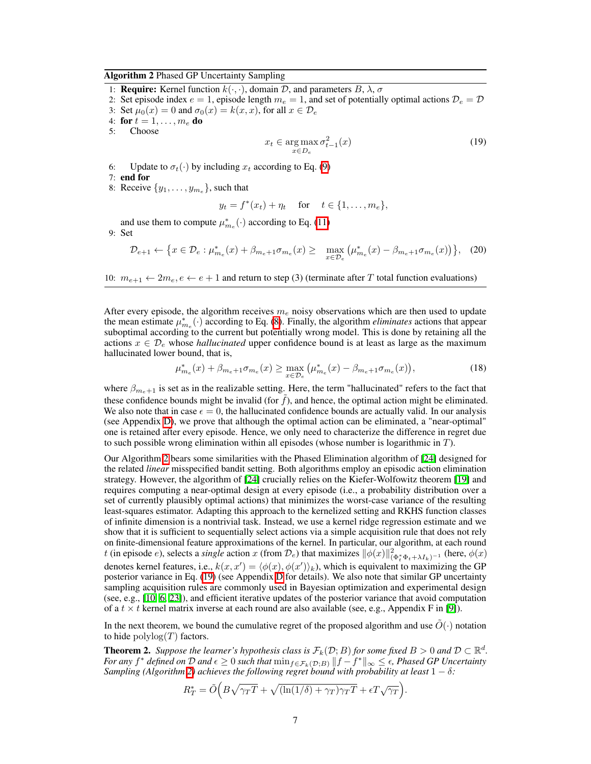**Algorithm 2** Phased GP Uncertainty Sampling

1: **Require:** Kernel function $k(\cdot,\cdot)$, domain $\mathcal{D}$, and parameters $B$, $\lambda$, $\sigma$

2: Set episode index $e = 1$, episode length $m_e = 1$, and set of potentially optimal actions $\mathcal{D}_e = \mathcal{D}$

3: Set $\mu_0(x) = 0$ and $\sigma_0(x) = k(x,x)$, for all $x \in \mathcal{D}_e$

4: **for** $t = 1, \dots, m_e$ **do**

5: Choose

$$x_t \in \arg\max_{x \in D_e} \sigma^2_{t-1}(x) \tag{19}$$

6: Update to $\sigma_t(\cdot)$ by including $x_t$ according to Eq. (9)

7: **end for**

8: Receive $\{y_1, \dots, y_{m_e}\}$, such that

$$y_t = f^*(x_t) + \eta_t \quad \text{for} \quad t \in \{1, \dots, m_e\},$$

and use them to compute $\mu^*_{m_e}(\cdot)$ according to Eq. (11)

9: Set

$$\mathcal{D}_{e+1} \leftarrow \big\{ x \in \mathcal{D}_e : \mu^*_{m_e}(x) + \beta_{m_e+1}\sigma_{m_e}(x) \geq \max_{x \in \mathcal{D}_e} \big( \mu^*_{m_e}(x) - \beta_{m_e+1}\sigma_{m_e}(x) \big) \big\}, \tag{20}$$

10: $m_{e+1} \leftarrow 2m_e$, $e \leftarrow e+1$ and return to step (3) (terminate after $T$ total function evaluations)

After every episode, the algorithm receives $m_e$ noisy observations which are then used to update the mean estimate $\mu^*_{m_e}(\cdot)$ according to Eq. (8). Finally, the algorithm *eliminates* actions that appear suboptimal according to the current but potentially wrong model. This is done by retaining all the actions $x \in \mathcal{D}_e$ whose *hallucinated* upper confidence bound is at least as large as the maximum hallucinated lower bound, that is,

$$\mu^*_{m_e}(x) + \beta_{m_e+1}\sigma_{m_e}(x) \geq \max_{x \in \mathcal{D}_e} \big( \mu^*_{m_e}(x) - \beta_{m_e+1}\sigma_{m_e}(x) \big), \tag{18}$$

where $\beta_{m_e+1}$ is set as in the realizable setting. Here, the term "hallucinated" refers to the fact that these confidence bounds might be invalid (for $\tilde{f}$), and hence, the optimal action might be eliminated. We also note that in case $\epsilon = 0$, the hallucinated confidence bounds are actually valid. In our analysis (see Appendix D), we prove that although the optimal action can be eliminated, a "near-optimal" one is retained after every episode. Hence, we only need to characterize the difference in regret due to such possible wrong elimination within all episodes (whose number is logarithmic in $T$).

Our Algorithm 2 bears some similarities with the Phased Elimination algorithm of [24] designed for the related *linear* misspecified bandit setting. Both algorithms employ an episodic action elimination strategy. However, the algorithm of [24] crucially relies on the Kiefer-Wolfowitz theorem [19] and requires computing a near-optimal design at every episode (i.e., a probability distribution over a set of currently plausibly optimal actions) that minimizes the worst-case variance of the resulting least-squares estimator. Adapting this approach to the kernelized setting and RKHS function classes of infinite dimension is a nontrivial task. Instead, we use a kernel ridge regression estimate and we show that it is sufficient to sequentially select actions via a simple acquisition rule that does not rely on finite-dimensional feature approximations of the kernel. In particular, our algorithm, at each round $t$ (in episode $e$), selects a *single* action $x$ (from $\mathcal{D}_e$) that maximizes $\|\phi(x)\|^2_{(\Phi_t^*\Phi_t + \lambda I_k)^{-1}}$ (here, $\phi(x)$ denotes kernel features, i.e., $k(x,x') = \langle \phi(x), \phi(x') \rangle_k$), which is equivalent to maximizing the GP posterior variance in Eq. (19) (see Appendix D for details). We also note that similar GP uncertainty sampling acquisition rules are commonly used in Bayesian optimization and experimental design (see, e.g., [10, 6, 23]), and efficient iterative updates of the posterior variance that avoid computation of a $t \times t$ kernel matrix inverse at each round are also available (see, e.g., Appendix F in [9]).

In the next theorem, we bound the cumulative regret of the proposed algorithm and use $\tilde{O}(\cdot)$ notation to hide $\mathrm{polylog}(T)$ factors.

**Theorem 2.** *Suppose the learner's hypothesis class is $\mathcal{F}_k(\mathcal{D}; B)$ for some fixed $B > 0$ and $\mathcal{D} \subset \mathbb{R}^d$. For any $f^*$ defined on $\mathcal{D}$ and $\epsilon \geq 0$ such that $\min_{f \in \mathcal{F}_k(\mathcal{D};B)} \|f - f^*\|_\infty \leq \epsilon$, Phased GP Uncertainty Sampling (Algorithm 2) achieves the following regret bound with probability at least $1-\delta$:*

$$R^*_T = \tilde{O}\Big( B\sqrt{\gamma_T T} + \sqrt{(\ln(1/\delta) + \gamma_T)\gamma_T T} + \epsilon T \sqrt{\gamma_T} \Big).$$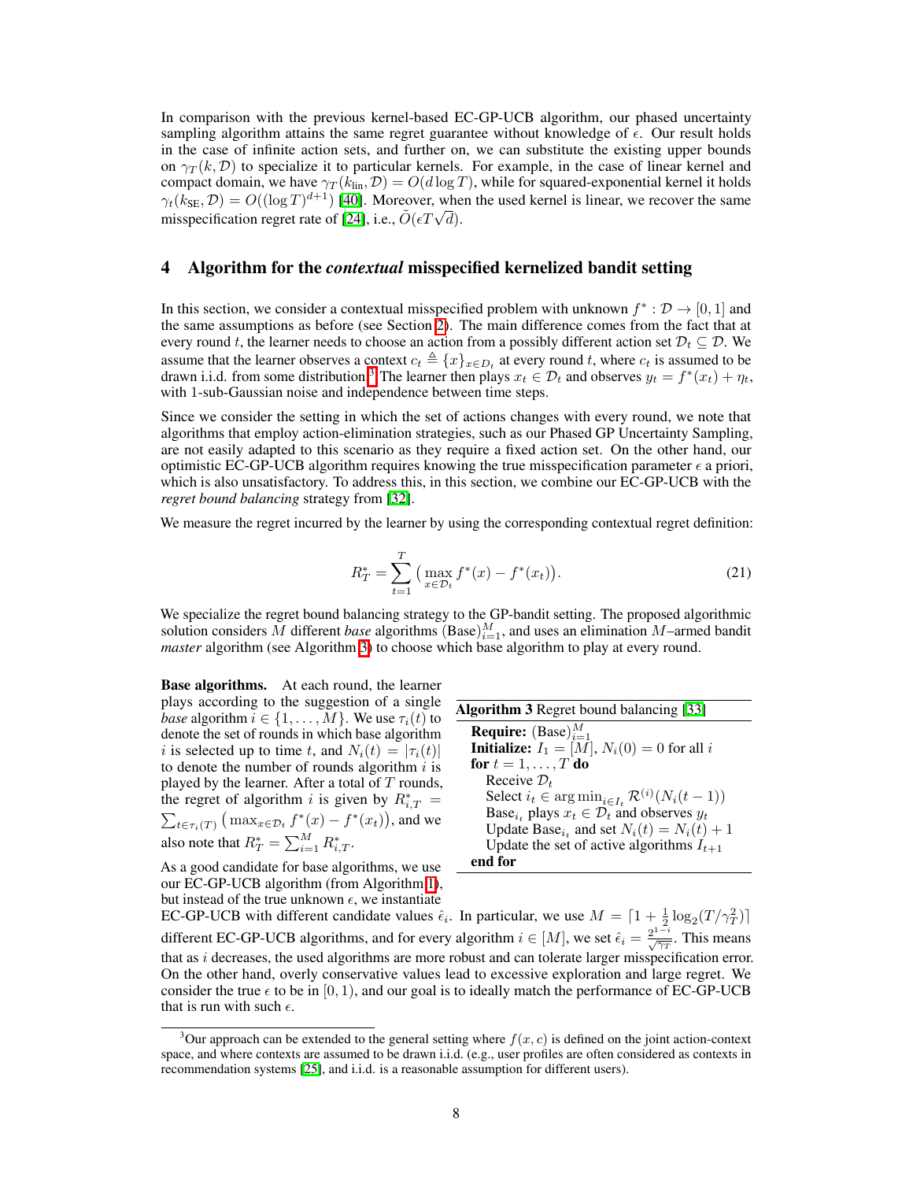In comparison with the previous kernel-based EC-GP-UCB algorithm, our phased uncertainty sampling algorithm attains the same regret guarantee without knowledge of $\epsilon$. Our result holds in the case of infinite action sets, and further on, we can substitute the existing upper bounds on $\gamma_T(k, \mathcal{D})$ to specialize it to particular kernels. For example, in the case of linear kernel and compact domain, we have $\gamma_T(k_{\text{lin}}, \mathcal{D}) = O(d \log T)$, while for squared-exponential kernel it holds $\gamma_t(k_{\text{SE}}, \mathcal{D}) = O((\log T)^{d+1})$ [40]. Moreover, when the used kernel is linear, we recover the same misspecification regret rate of [24], i.e., $\tilde{O}(\epsilon T \sqrt{d})$.

## 4 Algorithm for the *contextual* misspecified kernelized bandit setting

In this section, we consider a contextual misspecified problem with unknown $f^* : \mathcal{D} \to [0, 1]$ and the same assumptions as before (see Section 2). The main difference comes from the fact that at every round $t$, the learner needs to choose an action from a possibly different action set $\mathcal{D}_t \subseteq \mathcal{D}$. We assume that the learner observes a context $c_t \triangleq \{x\}_{x \in D_t}$ at every round $t$, where $c_t$ is assumed to be drawn i.i.d. from some distribution.[3] The learner then plays $x_t \in \mathcal{D}_t$ and observes $y_t = f^*(x_t) + \eta_t$, with 1-sub-Gaussian noise and independence between time steps.

Since we consider the setting in which the set of actions changes with every round, we note that algorithms that employ action-elimination strategies, such as our Phased GP Uncertainty Sampling, are not easily adapted to this scenario as they require a fixed action set. On the other hand, our optimistic EC-GP-UCB algorithm requires knowing the true misspecification parameter $\epsilon$ a priori, which is also unsatisfactory. To address this, in this section, we combine our EC-GP-UCB with the *regret bound balancing* strategy from [32].

We measure the regret incurred by the learner by using the corresponding contextual regret definition:

$$R_T^* = \sum_{t=1}^{T} \big( \max_{x \in \mathcal{D}_t} f^*(x) - f^*(x_t) \big). \tag{21}$$

We specialize the regret bound balancing strategy to the GP-bandit setting. The proposed algorithmic solution considers $M$ different *base* algorithms $(\text{Base})_{i=1}^{M}$, and uses an elimination $M$–armed bandit *master* algorithm (see Algorithm 3) to choose which base algorithm to play at every round.

**Algorithm 3** Regret bound balancing [33]

**Require:** $(\text{Base})_{i=1}^{M}$
**Initialize:** $I_1 = [M]$, $N_i(0) = 0$ for all $i$
**for** $t = 1, \dots, T$ **do**
  Receive $\mathcal{D}_t$
  Select $i_t \in \arg\min_{i \in I_t} \mathcal{R}^{(i)}(N_i(t-1))$
  $\text{Base}_{i_t}$ plays $x_t \in \mathcal{D}_t$ and observes $y_t$
  Update $\text{Base}_{i_t}$ and set $N_i(t) = N_i(t) + 1$
  Update the set of active algorithms $I_{t+1}$
**end for**

**Base algorithms.** At each round, the learner plays according to the suggestion of a single *base* algorithm $i \in \{1, \dots, M\}$. We use $\tau_i(t)$ to denote the set of rounds in which base algorithm $i$ is selected up to time $t$, and $N_i(t) = |\tau_i(t)|$ to denote the number of rounds algorithm $i$ is played by the learner. After a total of $T$ rounds, the regret of algorithm $i$ is given by $R_{i,T}^* = \sum_{t \in \tau_i(T)} \big( \max_{x \in \mathcal{D}_t} f^*(x) - f^*(x_t) \big)$, and we also note that $R_T^* = \sum_{i=1}^{M} R_{i,T}^*$.

As a good candidate for base algorithms, we use our EC-GP-UCB algorithm (from Algorithm 1), but instead of the true unknown $\epsilon$, we instantiate EC-GP-UCB with different candidate values $\hat{\epsilon}_i$. In particular, we use $M = \lceil 1 + \frac{1}{2} \log_2(T/\gamma_T^2) \rceil$ different EC-GP-UCB algorithms, and for every algorithm $i \in [M]$, we set $\hat{\epsilon}_i = \frac{2^{1-i}}{\sqrt{\gamma_T}}$. This means that as $i$ decreases, the used algorithms are more robust and can tolerate larger misspecification error. On the other hand, overly conservative values lead to excessive exploration and large regret. We consider the true $\epsilon$ to be in $[0, 1)$, and our goal is to ideally match the performance of EC-GP-UCB that is run with such $\epsilon$.

[3] Our approach can be extended to the general setting where $f(x, c)$ is defined on the joint action-context space, and where contexts are assumed to be drawn i.i.d. (e.g., user profiles are often considered as contexts in recommendation systems [25], and i.i.d. is a reasonable assumption for different users).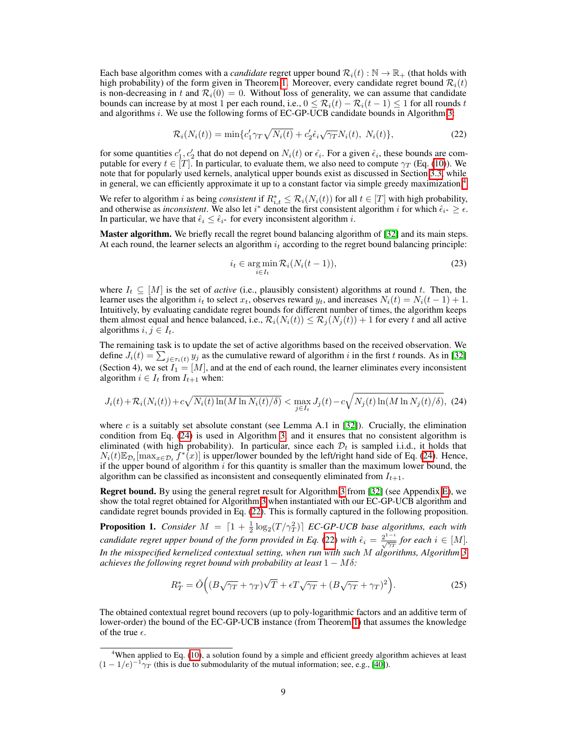Each base algorithm comes with a *candidate* regret upper bound $\mathcal{R}_i(t) : \mathbb{N} \to \mathbb{R}_+$ (that holds with high probability) of the form given in Theorem 1. Moreover, every candidate regret bound $\mathcal{R}_i(t)$ is non-decreasing in $t$ and $\mathcal{R}_i(0) = 0$. Without loss of generality, we can assume that candidate bounds can increase by at most 1 per each round, i.e., $0 \le \mathcal{R}_i(t) - \mathcal{R}_i(t-1) \le 1$ for all rounds $t$ and algorithms $i$. We use the following forms of EC-GP-UCB candidate bounds in Algorithm 3:

$$\mathcal{R}_i(N_i(t)) = \min\{c_1' \gamma_T \sqrt{N_i(t)} + c_2' \hat{\epsilon}_i \sqrt{\gamma_T} N_i(t),\ N_i(t)\}, \tag{22}$$

for some quantities $c_1', c_2'$ that do not depend on $N_i(t)$ or $\hat{\epsilon}_i$. For a given $\hat{\epsilon}_i$, these bounds are computable for every $t \in [T]$. In particular, to evaluate them, we also need to compute $\gamma_T$ (Eq. (10)). We note that for popularly used kernels, analytical upper bounds exist as discussed in Section 3.3, while in general, we can efficiently approximate it up to a constant factor via simple greedy maximization.[4]

We refer to algorithm $i$ as being *consistent* if $R^*_{i,t} \le \mathcal{R}_i(N_i(t))$ for all $t \in [T]$ with high probability, and otherwise as *inconsistent*. We also let $i^*$ denote the first consistent algorithm $i$ for which $\hat{\epsilon}_{i^*} \ge \epsilon$. In particular, we have that $\hat{\epsilon}_i \le \hat{\epsilon}_{i^*}$ for every inconsistent algorithm $i$.

**Master algorithm.** We briefly recall the regret bound balancing algorithm of [32] and its main steps. At each round, the learner selects an algorithm $i_t$ according to the regret bound balancing principle:

$$i_t \in \arg\min_{i \in I_t} \mathcal{R}_i(N_i(t-1)), \tag{23}$$

where $I_t \subseteq [M]$ is the set of *active* (i.e., plausibly consistent) algorithms at round $t$. Then, the learner uses the algorithm $i_t$ to select $x_t$, observes reward $y_t$, and increases $N_i(t) = N_i(t-1) + 1$. Intuitively, by evaluating candidate regret bounds for different number of times, the algorithm keeps them almost equal and hence balanced, i.e., $\mathcal{R}_i(N_i(t)) \le \mathcal{R}_j(N_j(t)) + 1$ for every $t$ and all active algorithms $i, j \in I_t$.

The remaining task is to update the set of active algorithms based on the received observation. We define $J_i(t) = \sum_{j \in \tau_i(t)} y_j$ as the cumulative reward of algorithm $i$ in the first $t$ rounds. As in [32] (Section 4), we set $I_1 = [M]$, and at the end of each round, the learner eliminates every inconsistent algorithm $i \in I_t$ from $I_{t+1}$ when:

$$J_i(t) + \mathcal{R}_i(N_i(t)) + c\sqrt{N_i(t)\ln(M \ln N_i(t)/\delta)} < \max_{j \in I_t} J_j(t) - c\sqrt{N_j(t)\ln(M \ln N_j(t)/\delta)}, \tag{24}$$

where $c$ is a suitably set absolute constant (see Lemma A.1 in [32]). Crucially, the elimination condition from Eq. (24) is used in Algorithm 3, and it ensures that no consistent algorithm is eliminated (with high probability). In particular, since each $\mathcal{D}_t$ is sampled i.i.d., it holds that $N_i(t)\mathbb{E}_{\mathcal{D}_t}[\max_{x \in \mathcal{D}_t} f^*(x)]$ is upper/lower bounded by the left/right hand side of Eq. (24). Hence, if the upper bound of algorithm $i$ for this quantity is smaller than the maximum lower bound, the algorithm can be classified as inconsistent and consequently eliminated from $I_{t+1}$.

**Regret bound.** By using the general regret result for Algorithm 3 from [32] (see Appendix E), we show the total regret obtained for Algorithm 3 when instantiated with our EC-GP-UCB algorithm and candidate regret bounds provided in Eq. (22). This is formally captured in the following proposition.

**Proposition 1.** *Consider $M = \lceil 1 + \frac{1}{2}\log_2(T/\gamma_T^2) \rceil$ EC-GP-UCB base algorithms, each with candidate regret upper bound of the form provided in Eq. (22) with $\hat{\epsilon}_i = \frac{2^{1-i}}{\sqrt{\gamma_T}}$ for each $i \in [M]$. In the misspecified kernelized contextual setting, when run with such $M$ algorithms, Algorithm 3 achieves the following regret bound with probability at least $1 - M\delta$:*

$$R_T^* = \tilde{O}\Big((B\sqrt{\gamma_T} + \gamma_T)\sqrt{T} + \epsilon T \sqrt{\gamma_T} + (B\sqrt{\gamma_T} + \gamma_T)^2\Big). \tag{25}$$

The obtained contextual regret bound recovers (up to poly-logarithmic factors and an additive term of lower-order) the bound of the EC-GP-UCB instance (from Theorem 1) that assumes the knowledge of the true $\epsilon$.

[4] When applied to Eq. (10), a solution found by a simple and efficient greedy algorithm achieves at least $(1 - 1/e)^{-1}\gamma_T$ (this is due to submodularity of the mutual information; see, e.g., [40]).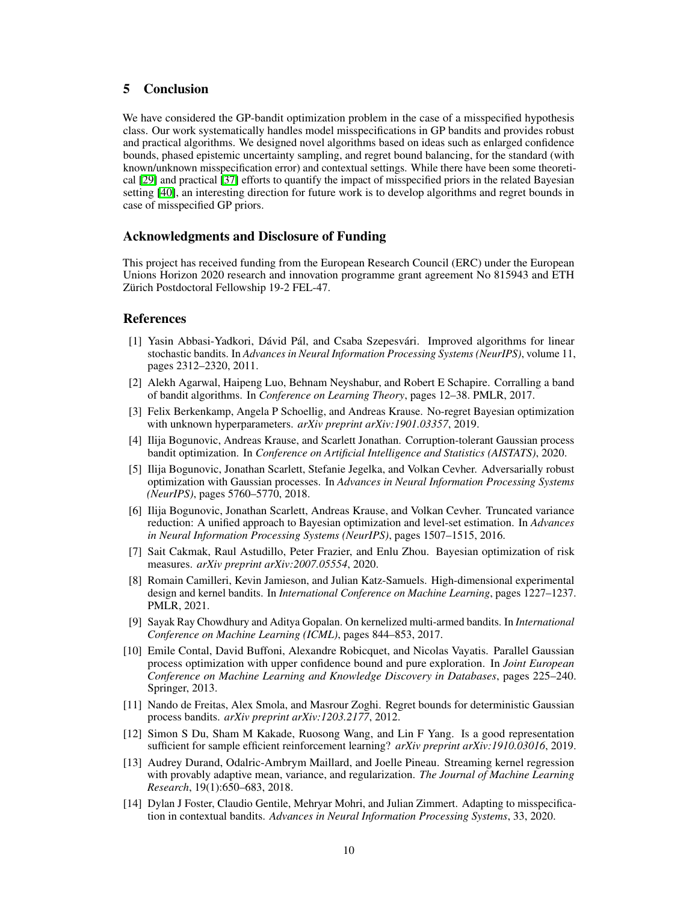## 5 Conclusion

We have considered the GP-bandit optimization problem in the case of a misspecified hypothesis class. Our work systematically handles model misspecifications in GP bandits and provides robust and practical algorithms. We designed novel algorithms based on ideas such as enlarged confidence bounds, phased epistemic uncertainty sampling, and regret bound balancing, for the standard (with known/unknown misspecification error) and contextual settings. While there have been some theoretical [29] and practical [37] efforts to quantify the impact of misspecified priors in the related Bayesian setting [40], an interesting direction for future work is to develop algorithms and regret bounds in case of misspecified GP priors.

### Acknowledgments and Disclosure of Funding

This project has received funding from the European Research Council (ERC) under the European Unions Horizon 2020 research and innovation programme grant agreement No 815943 and ETH Zürich Postdoctoral Fellowship 19-2 FEL-47.

### References

[1] Yasin Abbasi-Yadkori, Dávid Pál, and Csaba Szepesvári. Improved algorithms for linear stochastic bandits. In *Advances in Neural Information Processing Systems (NeurIPS)*, volume 11, pages 2312–2320, 2011.

[2] Alekh Agarwal, Haipeng Luo, Behnam Neyshabur, and Robert E Schapire. Corralling a band of bandit algorithms. In *Conference on Learning Theory*, pages 12–38. PMLR, 2017.

[3] Felix Berkenkamp, Angela P Schoellig, and Andreas Krause. No-regret Bayesian optimization with unknown hyperparameters. *arXiv preprint arXiv:1901.03357*, 2019.

[4] Ilija Bogunovic, Andreas Krause, and Scarlett Jonathan. Corruption-tolerant Gaussian process bandit optimization. In *Conference on Artificial Intelligence and Statistics (AISTATS)*, 2020.

[5] Ilija Bogunovic, Jonathan Scarlett, Stefanie Jegelka, and Volkan Cevher. Adversarially robust optimization with Gaussian processes. In *Advances in Neural Information Processing Systems (NeurIPS)*, pages 5760–5770, 2018.

[6] Ilija Bogunovic, Jonathan Scarlett, Andreas Krause, and Volkan Cevher. Truncated variance reduction: A unified approach to Bayesian optimization and level-set estimation. In *Advances in Neural Information Processing Systems (NeurIPS)*, pages 1507–1515, 2016.

[7] Sait Cakmak, Raul Astudillo, Peter Frazier, and Enlu Zhou. Bayesian optimization of risk measures. *arXiv preprint arXiv:2007.05554*, 2020.

[8] Romain Camilleri, Kevin Jamieson, and Julian Katz-Samuels. High-dimensional experimental design and kernel bandits. In *International Conference on Machine Learning*, pages 1227–1237. PMLR, 2021.

[9] Sayak Ray Chowdhury and Aditya Gopalan. On kernelized multi-armed bandits. In *International Conference on Machine Learning (ICML)*, pages 844–853, 2017.

[10] Emile Contal, David Buffoni, Alexandre Robicquet, and Nicolas Vayatis. Parallel Gaussian process optimization with upper confidence bound and pure exploration. In *Joint European Conference on Machine Learning and Knowledge Discovery in Databases*, pages 225–240. Springer, 2013.

[11] Nando de Freitas, Alex Smola, and Masrour Zoghi. Regret bounds for deterministic Gaussian process bandits. *arXiv preprint arXiv:1203.2177*, 2012.

[12] Simon S Du, Sham M Kakade, Ruosong Wang, and Lin F Yang. Is a good representation sufficient for sample efficient reinforcement learning? *arXiv preprint arXiv:1910.03016*, 2019.

[13] Audrey Durand, Odalric-Ambrym Maillard, and Joelle Pineau. Streaming kernel regression with provably adaptive mean, variance, and regularization. *The Journal of Machine Learning Research*, 19(1):650–683, 2018.

[14] Dylan J Foster, Claudio Gentile, Mehryar Mohri, and Julian Zimmert. Adapting to misspecification in contextual bandits. *Advances in Neural Information Processing Systems*, 33, 2020.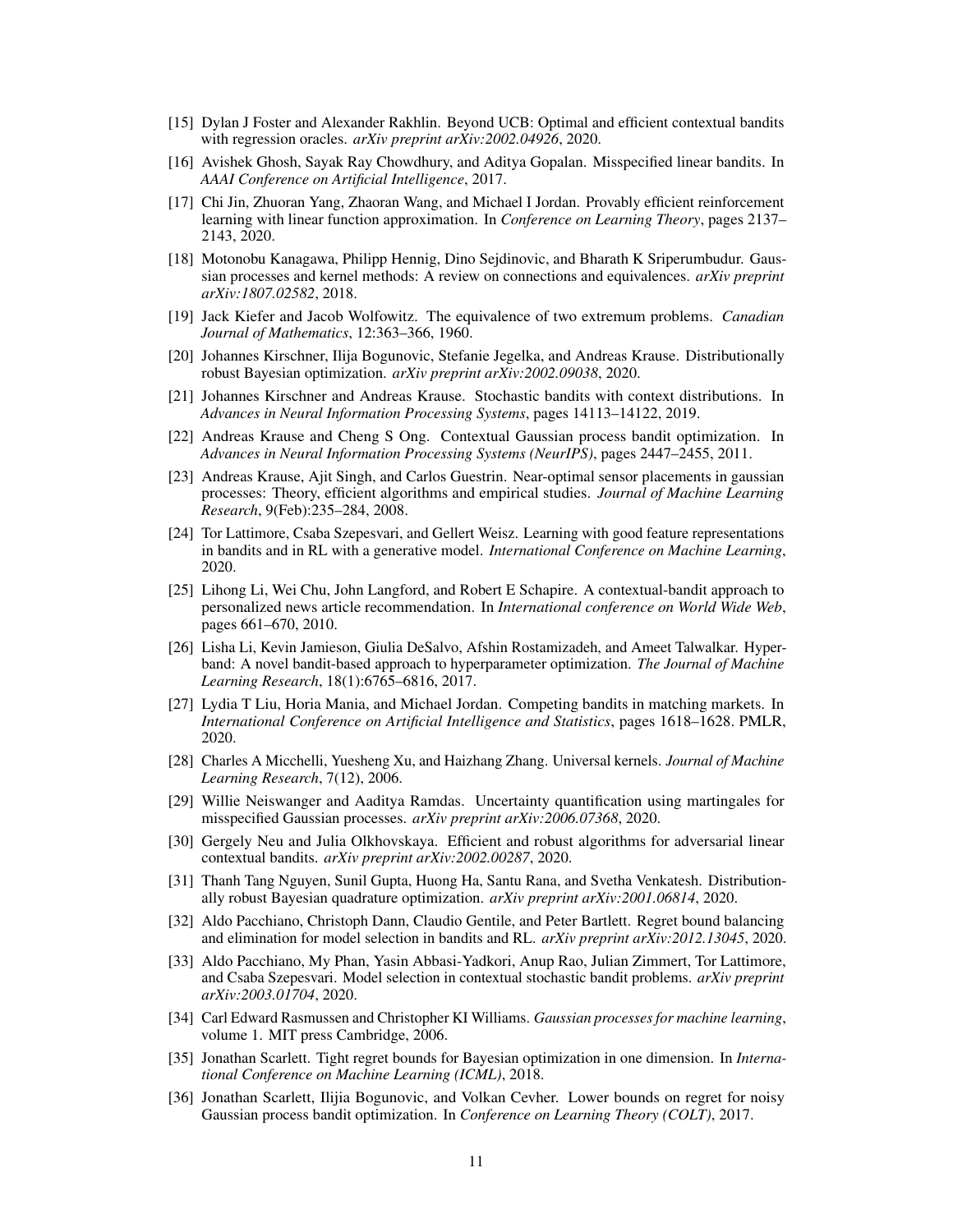[15] Dylan J Foster and Alexander Rakhlin. Beyond UCB: Optimal and efficient contextual bandits with regression oracles. *arXiv preprint arXiv:2002.04926*, 2020.

[16] Avishek Ghosh, Sayak Ray Chowdhury, and Aditya Gopalan. Misspecified linear bandits. In *AAAI Conference on Artificial Intelligence*, 2017.

[17] Chi Jin, Zhuoran Yang, Zhaoran Wang, and Michael I Jordan. Provably efficient reinforcement learning with linear function approximation. In *Conference on Learning Theory*, pages 2137–2143, 2020.

[18] Motonobu Kanagawa, Philipp Hennig, Dino Sejdinovic, and Bharath K Sriperumbudur. Gaussian processes and kernel methods: A review on connections and equivalences. *arXiv preprint arXiv:1807.02582*, 2018.

[19] Jack Kiefer and Jacob Wolfowitz. The equivalence of two extremum problems. *Canadian Journal of Mathematics*, 12:363–366, 1960.

[20] Johannes Kirschner, Ilija Bogunovic, Stefanie Jegelka, and Andreas Krause. Distributionally robust Bayesian optimization. *arXiv preprint arXiv:2002.09038*, 2020.

[21] Johannes Kirschner and Andreas Krause. Stochastic bandits with context distributions. In *Advances in Neural Information Processing Systems*, pages 14113–14122, 2019.

[22] Andreas Krause and Cheng S Ong. Contextual Gaussian process bandit optimization. In *Advances in Neural Information Processing Systems (NeurIPS)*, pages 2447–2455, 2011.

[23] Andreas Krause, Ajit Singh, and Carlos Guestrin. Near-optimal sensor placements in gaussian processes: Theory, efficient algorithms and empirical studies. *Journal of Machine Learning Research*, 9(Feb):235–284, 2008.

[24] Tor Lattimore, Csaba Szepesvari, and Gellert Weisz. Learning with good feature representations in bandits and in RL with a generative model. *International Conference on Machine Learning*, 2020.

[25] Lihong Li, Wei Chu, John Langford, and Robert E Schapire. A contextual-bandit approach to personalized news article recommendation. In *International conference on World Wide Web*, pages 661–670, 2010.

[26] Lisha Li, Kevin Jamieson, Giulia DeSalvo, Afshin Rostamizadeh, and Ameet Talwalkar. Hyperband: A novel bandit-based approach to hyperparameter optimization. *The Journal of Machine Learning Research*, 18(1):6765–6816, 2017.

[27] Lydia T Liu, Horia Mania, and Michael Jordan. Competing bandits in matching markets. In *International Conference on Artificial Intelligence and Statistics*, pages 1618–1628. PMLR, 2020.

[28] Charles A Micchelli, Yuesheng Xu, and Haizhang Zhang. Universal kernels. *Journal of Machine Learning Research*, 7(12), 2006.

[29] Willie Neiswanger and Aaditya Ramdas. Uncertainty quantification using martingales for misspecified Gaussian processes. *arXiv preprint arXiv:2006.07368*, 2020.

[30] Gergely Neu and Julia Olkhovskaya. Efficient and robust algorithms for adversarial linear contextual bandits. *arXiv preprint arXiv:2002.00287*, 2020.

[31] Thanh Tang Nguyen, Sunil Gupta, Huong Ha, Santu Rana, and Svetha Venkatesh. Distributionally robust Bayesian quadrature optimization. *arXiv preprint arXiv:2001.06814*, 2020.

[32] Aldo Pacchiano, Christoph Dann, Claudio Gentile, and Peter Bartlett. Regret bound balancing and elimination for model selection in bandits and RL. *arXiv preprint arXiv:2012.13045*, 2020.

[33] Aldo Pacchiano, My Phan, Yasin Abbasi-Yadkori, Anup Rao, Julian Zimmert, Tor Lattimore, and Csaba Szepesvari. Model selection in contextual stochastic bandit problems. *arXiv preprint arXiv:2003.01704*, 2020.

[34] Carl Edward Rasmussen and Christopher KI Williams. *Gaussian processes for machine learning*, volume 1. MIT press Cambridge, 2006.

[35] Jonathan Scarlett. Tight regret bounds for Bayesian optimization in one dimension. In *International Conference on Machine Learning (ICML)*, 2018.

[36] Jonathan Scarlett, Ilijia Bogunovic, and Volkan Cevher. Lower bounds on regret for noisy Gaussian process bandit optimization. In *Conference on Learning Theory (COLT)*, 2017.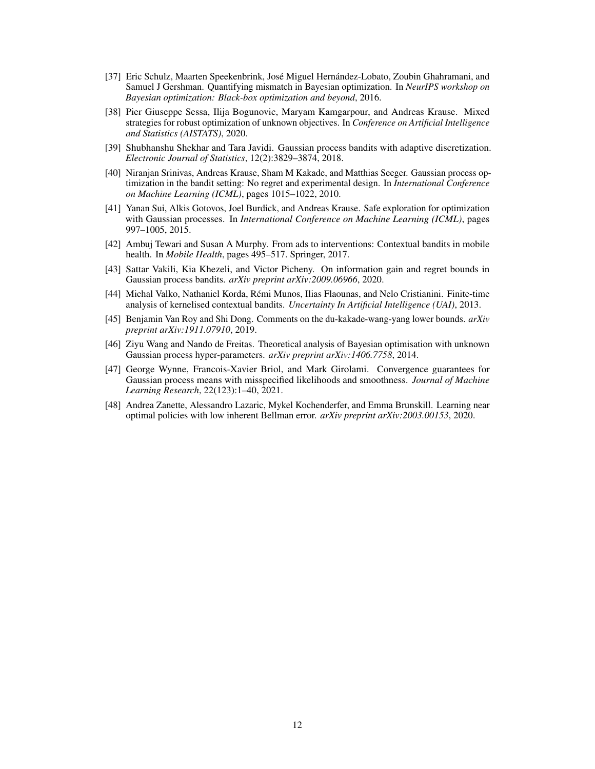[37] Eric Schulz, Maarten Speekenbrink, José Miguel Hernández-Lobato, Zoubin Ghahramani, and Samuel J Gershman. Quantifying mismatch in Bayesian optimization. In *NeurIPS workshop on Bayesian optimization: Black-box optimization and beyond*, 2016.

[38] Pier Giuseppe Sessa, Ilija Bogunovic, Maryam Kamgarpour, and Andreas Krause. Mixed strategies for robust optimization of unknown objectives. In *Conference on Artificial Intelligence and Statistics (AISTATS)*, 2020.

[39] Shubhanshu Shekhar and Tara Javidi. Gaussian process bandits with adaptive discretization. *Electronic Journal of Statistics*, 12(2):3829–3874, 2018.

[40] Niranjan Srinivas, Andreas Krause, Sham M Kakade, and Matthias Seeger. Gaussian process optimization in the bandit setting: No regret and experimental design. In *International Conference on Machine Learning (ICML)*, pages 1015–1022, 2010.

[41] Yanan Sui, Alkis Gotovos, Joel Burdick, and Andreas Krause. Safe exploration for optimization with Gaussian processes. In *International Conference on Machine Learning (ICML)*, pages 997–1005, 2015.

[42] Ambuj Tewari and Susan A Murphy. From ads to interventions: Contextual bandits in mobile health. In *Mobile Health*, pages 495–517. Springer, 2017.

[43] Sattar Vakili, Kia Khezeli, and Victor Picheny. On information gain and regret bounds in Gaussian process bandits. *arXiv preprint arXiv:2009.06966*, 2020.

[44] Michal Valko, Nathaniel Korda, Rémi Munos, Ilias Flaounas, and Nelo Cristianini. Finite-time analysis of kernelised contextual bandits. *Uncertainty In Artificial Intelligence (UAI)*, 2013.

[45] Benjamin Van Roy and Shi Dong. Comments on the du-kakade-wang-yang lower bounds. *arXiv preprint arXiv:1911.07910*, 2019.

[46] Ziyu Wang and Nando de Freitas. Theoretical analysis of Bayesian optimisation with unknown Gaussian process hyper-parameters. *arXiv preprint arXiv:1406.7758*, 2014.

[47] George Wynne, Francois-Xavier Briol, and Mark Girolami. Convergence guarantees for Gaussian process means with misspecified likelihoods and smoothness. *Journal of Machine Learning Research*, 22(123):1–40, 2021.

[48] Andrea Zanette, Alessandro Lazaric, Mykel Kochenderfer, and Emma Brunskill. Learning near optimal policies with low inherent Bellman error. *arXiv preprint arXiv:2003.00153*, 2020.